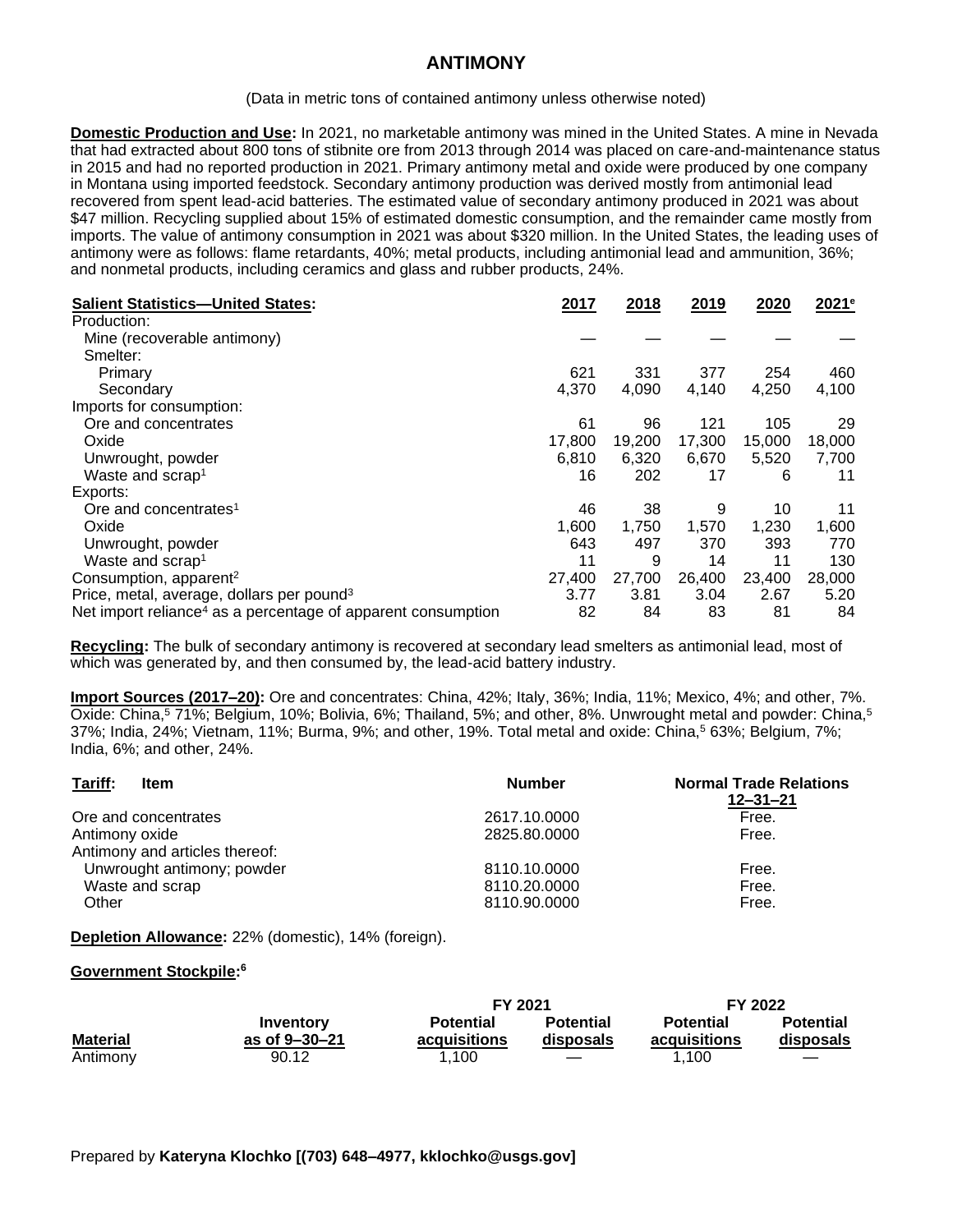# ANTIMONY

(Data in metric tons of contained antimony unless otherwise noted)

**Domestic Production and Use:** In 2021, no marketable antimony was mined in the United States. A mine in Nevada that had extracted about 800 tons of stibnite ore from 2013 through 2014 was placed on care-and-maintenance status in 2015 and had no reported production in 2021. Primary antimony metal and oxide were produced by one company in Montana using imported feedstock. Secondary antimony production was derived mostly from antimonial lead recovered from spent lead-acid batteries. The estimated value of secondary antimony produced in 2021 was about $47 million. Recycling supplied about 15% of estimated domestic consumption, and the remainder came mostly from imports. The value of antimony consumption in 2021 was about $320 million. In the United States, the leading uses of antimony were as follows: flame retardants, 40%; metal products, including antimonial lead and ammunition, 36%; and nonmetal products, including ceramics and glass and rubber products, 24%.

| Salient Statistics—United States: | 2017 | 2018 | 2019 | 2020 | 2021[e] |
|---|---|---|---|---|---|
| Production: | | | | | |
| Mine (recoverable antimony) | — | — | — | — | — |
| Smelter: | | | | | |
| Primary | 621 | 331 | 377 | 254 | 460 |
| Secondary | 4,370 | 4,090 | 4,140 | 4,250 | 4,100 |
| Imports for consumption: | | | | | |
| Ore and concentrates | 61 | 96 | 121 | 105 | 29 |
| Oxide | 17,800 | 19,200 | 17,300 | 15,000 | 18,000 |
| Unwrought, powder | 6,810 | 6,320 | 6,670 | 5,520 | 7,700 |
| Waste and scrap[1] | 16 | 202 | 17 | 6 | 11 |
| Exports: | | | | | |
| Ore and concentrates[1] | 46 | 38 | 9 | 10 | 11 |
| Oxide | 1,600 | 1,750 | 1,570 | 1,230 | 1,600 |
| Unwrought, powder | 643 | 497 | 370 | 393 | 770 |
| Waste and scrap[1] | 11 | 9 | 14 | 11 | 130 |
| Consumption, apparent[2] | 27,400 | 27,700 | 26,400 | 23,400 | 28,000 |
| Price, metal, average, dollars per pound[3] | 3.77 | 3.81 | 3.04 | 2.67 | 5.20 |
| Net import reliance[4] as a percentage of apparent consumption | 82 | 84 | 83 | 81 | 84 |

**Recycling:** The bulk of secondary antimony is recovered at secondary lead smelters as antimonial lead, most of which was generated by, and then consumed by, the lead-acid battery industry.

**Import Sources (2017–20):** Ore and concentrates: China, 42%; Italy, 36%; India, 11%; Mexico, 4%; and other, 7%. Oxide: China,[5] 71%; Belgium, 10%; Bolivia, 6%; Thailand, 5%; and other, 8%. Unwrought metal and powder: China,[5] 37%; India, 24%; Vietnam, 11%; Burma, 9%; and other, 19%. Total metal and oxide: China,[5] 63%; Belgium, 7%; India, 6%; and other, 24%.

| Tariff: Item | Number | Normal Trade Relations 12–31–21 |
|---|---|---|
| Ore and concentrates | 2617.10.0000 | Free. |
| Antimony oxide | 2825.80.0000 | Free. |
| Antimony and articles thereof: | | |
| Unwrought antimony; powder | 8110.10.0000 | Free. |
| Waste and scrap | 8110.20.0000 | Free. |
| Other | 8110.90.0000 | Free. |

**Depletion Allowance:** 22% (domestic), 14% (foreign).

**Government Stockpile:**[6]

| | | FY 2021 | | FY 2022 | |
|---|---|---|---|---|---|
| Material | Inventory as of 9–30–21 | Potential acquisitions | Potential disposals | Potential acquisitions | Potential disposals |
| Antimony | 90.12 | 1,100 | — | 1,100 | — |

Prepared by **Kateryna Klochko [(703) 648–4977, kklochko@usgs.gov]**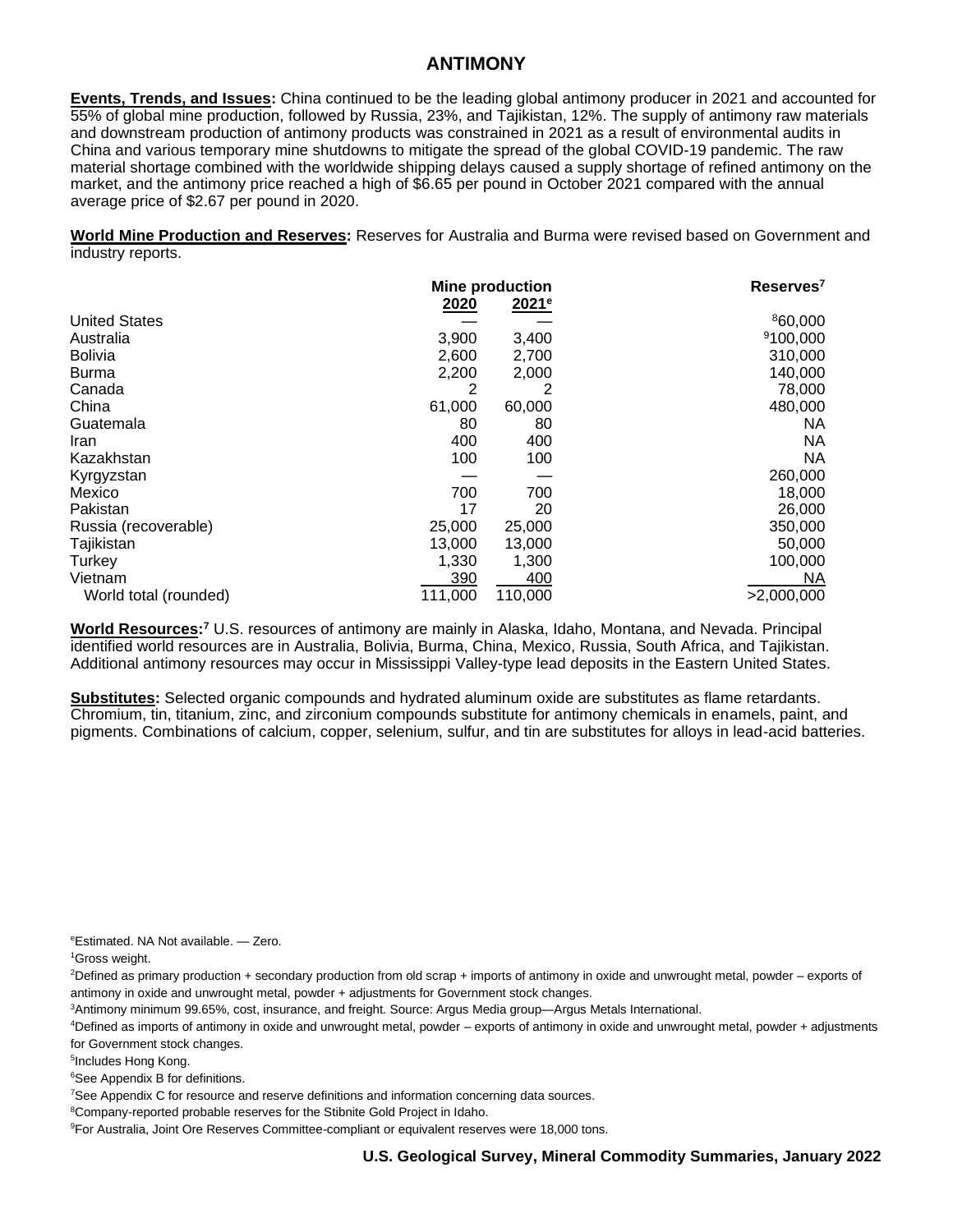# ANTIMONY

**Events, Trends, and Issues:** China continued to be the leading global antimony producer in 2021 and accounted for 55% of global mine production, followed by Russia, 23%, and Tajikistan, 12%. The supply of antimony raw materials and downstream production of antimony products was constrained in 2021 as a result of environmental audits in China and various temporary mine shutdowns to mitigate the spread of the global COVID-19 pandemic. The raw material shortage combined with the worldwide shipping delays caused a supply shortage of refined antimony on the market, and the antimony price reached a high of $6.65 per pound in October 2021 compared with the annual average price of $2.67 per pound in 2020.

**World Mine Production and Reserves:** Reserves for Australia and Burma were revised based on Government and industry reports.

| | Mine production | | Reserves[7] |
|---|---|---|---|
| | 2020 | 2021[e] | |
| United States | — | — | [8]60,000 |
| Australia | 3,900 | 3,400 | [9]100,000 |
| Bolivia | 2,600 | 2,700 | 310,000 |
| Burma | 2,200 | 2,000 | 140,000 |
| Canada | 2 | 2 | 78,000 |
| China | 61,000 | 60,000 | 480,000 |
| Guatemala | 80 | 80 | NA |
| Iran | 400 | 400 | NA |
| Kazakhstan | 100 | 100 | NA |
| Kyrgyzstan | — | — | 260,000 |
| Mexico | 700 | 700 | 18,000 |
| Pakistan | 17 | 20 | 26,000 |
| Russia (recoverable) | 25,000 | 25,000 | 350,000 |
| Tajikistan | 13,000 | 13,000 | 50,000 |
| Turkey | 1,330 | 1,300 | 100,000 |
| Vietnam | 390 | 400 | NA |
| World total (rounded) | 111,000 | 110,000 | >2,000,000 |

**World Resources:[7]** U.S. resources of antimony are mainly in Alaska, Idaho, Montana, and Nevada. Principal identified world resources are in Australia, Bolivia, Burma, China, Mexico, Russia, South Africa, and Tajikistan. Additional antimony resources may occur in Mississippi Valley-type lead deposits in the Eastern United States.

**Substitutes:** Selected organic compounds and hydrated aluminum oxide are substitutes as flame retardants. Chromium, tin, titanium, zinc, and zirconium compounds substitute for antimony chemicals in enamels, paint, and pigments. Combinations of calcium, copper, selenium, sulfur, and tin are substitutes for alloys in lead-acid batteries.

[e]Estimated. NA Not available. — Zero.

[1]Gross weight.

[2]Defined as primary production + secondary production from old scrap + imports of antimony in oxide and unwrought metal, powder – exports of antimony in oxide and unwrought metal, powder + adjustments for Government stock changes.

[3]Antimony minimum 99.65%, cost, insurance, and freight. Source: Argus Media group—Argus Metals International.

[4]Defined as imports of antimony in oxide and unwrought metal, powder – exports of antimony in oxide and unwrought metal, powder + adjustments for Government stock changes.

[5]Includes Hong Kong.

[6]See Appendix B for definitions.

[7]See Appendix C for resource and reserve definitions and information concerning data sources.

[8]Company-reported probable reserves for the Stibnite Gold Project in Idaho.

[9]For Australia, Joint Ore Reserves Committee-compliant or equivalent reserves were 18,000 tons.